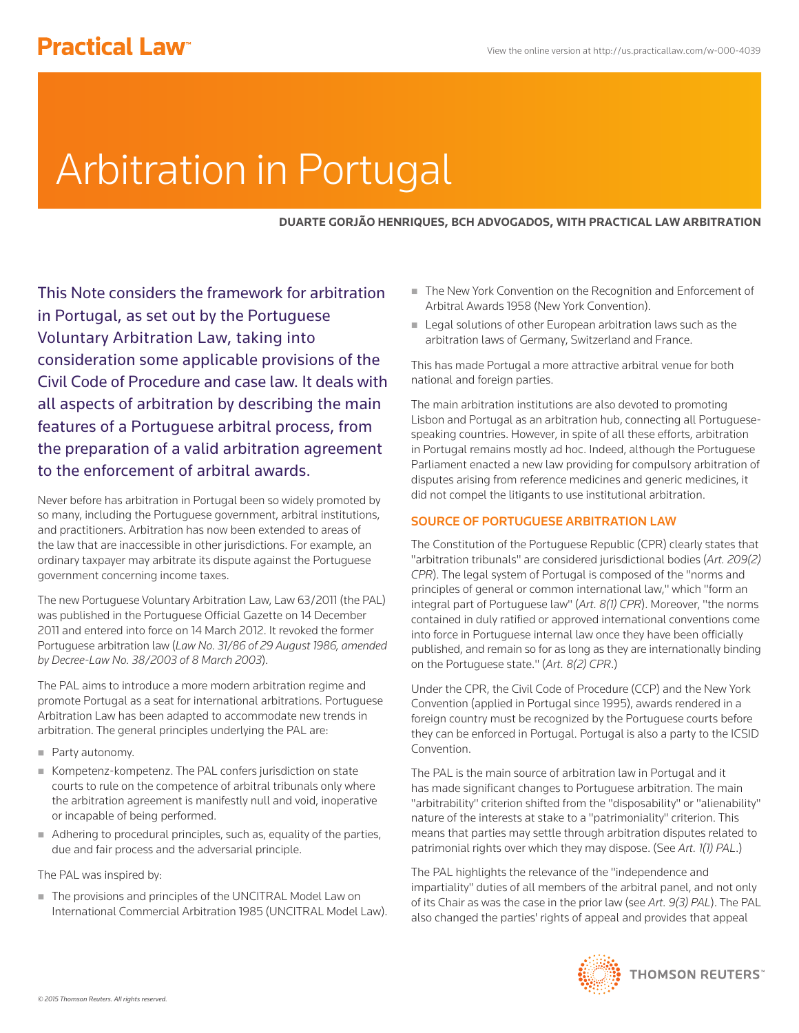# Arbitration in Portugal

**DUARTE GORJÃO HENRIQUES, BCH ADVOGADOS, WITH PRACTICAL LAW ARBITRATION**

This Note considers the framework for arbitration in Portugal, as set out by the Portuguese Voluntary Arbitration Law, taking into consideration some applicable provisions of the Civil Code of Procedure and case law. It deals with all aspects of arbitration by describing the main features of a Portuguese arbitral process, from the preparation of a valid arbitration agreement to the enforcement of arbitral awards.

Never before has arbitration in Portugal been so widely promoted by so many, including the Portuguese government, arbitral institutions, and practitioners. Arbitration has now been extended to areas of the law that are inaccessible in other jurisdictions. For example, an ordinary taxpayer may arbitrate its dispute against the Portuguese government concerning income taxes.

The new Portuguese Voluntary Arbitration Law, Law 63/2011 (the PAL) was published in the Portuguese Official Gazette on 14 December 2011 and entered into force on 14 March 2012. It revoked the former Portuguese arbitration law (*Law No. 31/86 of 29 August 1986, amended by Decree-Law No. 38/2003 of 8 March 2003*).

The PAL aims to introduce a more modern arbitration regime and promote Portugal as a seat for international arbitrations. Portuguese Arbitration Law has been adapted to accommodate new trends in arbitration. The general principles underlying the PAL are:

- Party autonomy.
- Kompetenz-kompetenz. The PAL confers jurisdiction on state courts to rule on the competence of arbitral tribunals only where the arbitration agreement is manifestly null and void, inoperative or incapable of being performed.
- Adhering to procedural principles, such as, equality of the parties, due and fair process and the adversarial principle.

The PAL was inspired by:

- The provisions and principles of the UNCITRAL Model Law on International Commercial Arbitration 1985 (UNCITRAL Model Law).
- The New York Convention on the Recognition and Enforcement of Arbitral Awards 1958 (New York Convention).
- Legal solutions of other European arbitration laws such as the arbitration laws of Germany, Switzerland and France.

This has made Portugal a more attractive arbitral venue for both national and foreign parties.

The main arbitration institutions are also devoted to promoting Lisbon and Portugal as an arbitration hub, connecting all Portuguese-speaking countries. However, in spite of all these efforts, arbitration in Portugal remains mostly ad hoc. Indeed, although the Portuguese Parliament enacted a new law providing for compulsory arbitration of disputes arising from reference medicines and generic medicines, it did not compel the litigants to use institutional arbitration.

## SOURCE OF PORTUGUESE ARBITRATION LAW

The Constitution of the Portuguese Republic (CPR) clearly states that "arbitration tribunals" are considered jurisdictional bodies (*Art. 209(2) CPR*). The legal system of Portugal is composed of the "norms and principles of general or common international law," which "form an integral part of Portuguese law" (*Art. 8(1) CPR*). Moreover, "the norms contained in duly ratified or approved international conventions come into force in Portuguese internal law once they have been officially published, and remain so for as long as they are internationally binding on the Portuguese state." (*Art. 8(2) CPR*.)

Under the CPR, the Civil Code of Procedure (CCP) and the New York Convention (applied in Portugal since 1995), awards rendered in a foreign country must be recognized by the Portuguese courts before they can be enforced in Portugal. Portugal is also a party to the ICSID Convention.

The PAL is the main source of arbitration law in Portugal and it has made significant changes to Portuguese arbitration. The main "arbitrability" criterion shifted from the "disposability" or "alienability" nature of the interests at stake to a "patrimoniality" criterion. This means that parties may settle through arbitration disputes related to patrimonial rights over which they may dispose. (See *Art. 1(1) PAL*.)

The PAL highlights the relevance of the "independence and impartiality" duties of all members of the arbitral panel, and not only of its Chair as was the case in the prior law (see *Art. 9(3) PAL*). The PAL also changed the parties' rights of appeal and provides that appeal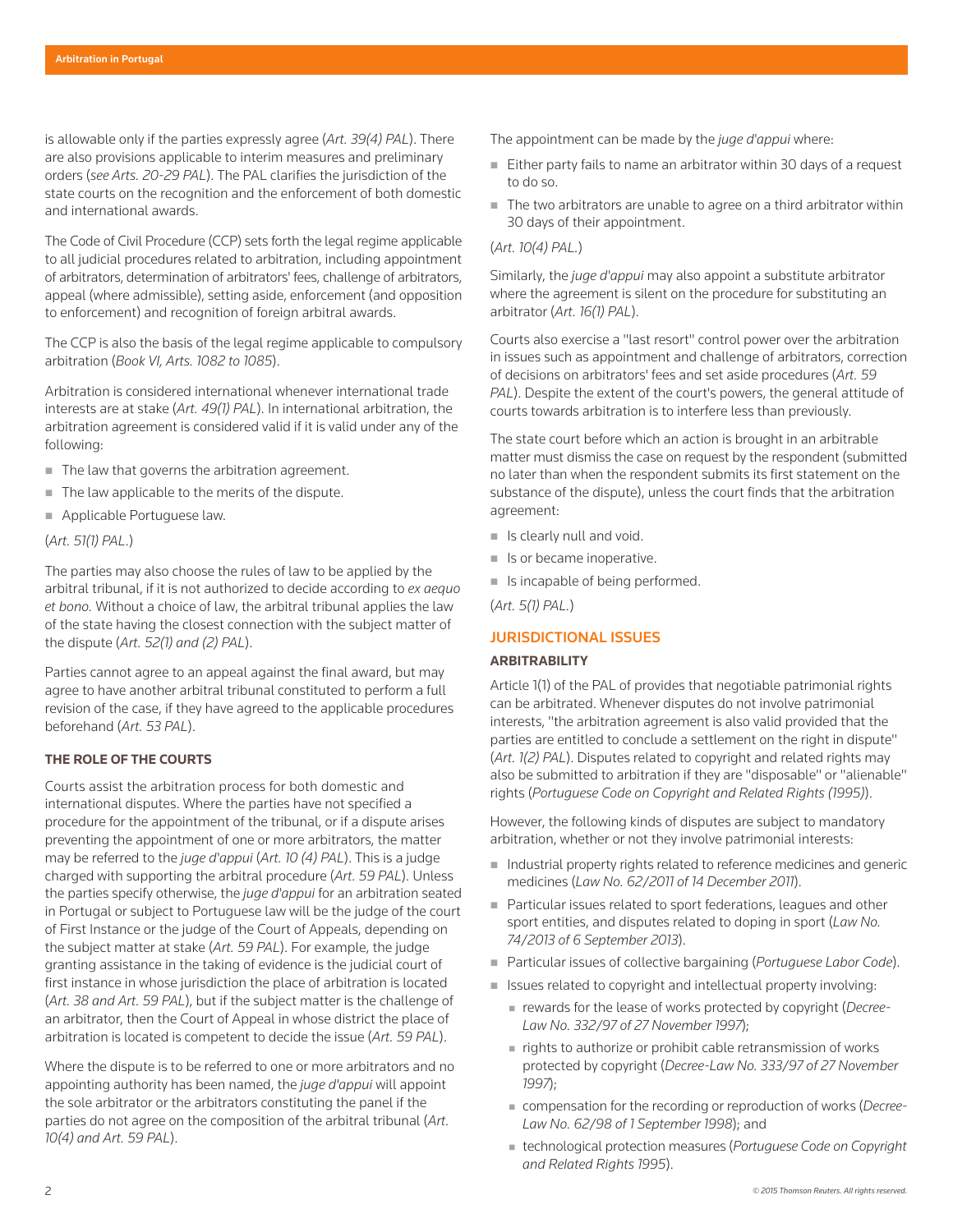is allowable only if the parties expressly agree (*Art. 39(4) PAL*). There are also provisions applicable to interim measures and preliminary orders (*see Arts. 20-29 PAL*). The PAL clarifies the jurisdiction of the state courts on the recognition and the enforcement of both domestic and international awards.

The Code of Civil Procedure (CCP) sets forth the legal regime applicable to all judicial procedures related to arbitration, including appointment of arbitrators, determination of arbitrators' fees, challenge of arbitrators, appeal (where admissible), setting aside, enforcement (and opposition to enforcement) and recognition of foreign arbitral awards.

The CCP is also the basis of the legal regime applicable to compulsory arbitration (*Book VI, Arts. 1082 to 1085*).

Arbitration is considered international whenever international trade interests are at stake (*Art. 49(1) PAL*). In international arbitration, the arbitration agreement is considered valid if it is valid under any of the following:

- The law that governs the arbitration agreement.
- The law applicable to the merits of the dispute.
- Applicable Portuguese law.

(*Art. 51(1) PAL*.)

The parties may also choose the rules of law to be applied by the arbitral tribunal, if it is not authorized to decide according to *ex aequo et bono*. Without a choice of law, the arbitral tribunal applies the law of the state having the closest connection with the subject matter of the dispute (*Art. 52(1) and (2) PAL*).

Parties cannot agree to an appeal against the final award, but may agree to have another arbitral tribunal constituted to perform a full revision of the case, if they have agreed to the applicable procedures beforehand (*Art. 53 PAL*).

### THE ROLE OF THE COURTS

Courts assist the arbitration process for both domestic and international disputes. Where the parties have not specified a procedure for the appointment of the tribunal, or if a dispute arises preventing the appointment of one or more arbitrators, the matter may be referred to the *juge d'appui* (*Art. 10 (4) PAL*). This is a judge charged with supporting the arbitral procedure (*Art. 59 PAL*). Unless the parties specify otherwise, the *juge d'appui* for an arbitration seated in Portugal or subject to Portuguese law will be the judge of the court of First Instance or the judge of the Court of Appeals, depending on the subject matter at stake (*Art. 59 PAL*). For example, the judge granting assistance in the taking of evidence is the judicial court of first instance in whose jurisdiction the place of arbitration is located (*Art. 38 and Art. 59 PAL*), but if the subject matter is the challenge of an arbitrator, then the Court of Appeal in whose district the place of arbitration is located is competent to decide the issue (*Art. 59 PAL*).

Where the dispute is to be referred to one or more arbitrators and no appointing authority has been named, the *juge d'appui* will appoint the sole arbitrator or the arbitrators constituting the panel if the parties do not agree on the composition of the arbitral tribunal (*Art. 10(4) and Art. 59 PAL*).

The appointment can be made by the *juge d'appui* where:

- Either party fails to name an arbitrator within 30 days of a request to do so.
- The two arbitrators are unable to agree on a third arbitrator within 30 days of their appointment.

(*Art. 10(4) PAL*.)

Similarly, the *juge d'appui* may also appoint a substitute arbitrator where the agreement is silent on the procedure for substituting an arbitrator (*Art. 16(1) PAL*).

Courts also exercise a "last resort" control power over the arbitration in issues such as appointment and challenge of arbitrators, correction of decisions on arbitrators' fees and set aside procedures (*Art. 59 PAL*). Despite the extent of the court's powers, the general attitude of courts towards arbitration is to interfere less than previously.

The state court before which an action is brought in an arbitrable matter must dismiss the case on request by the respondent (submitted no later than when the respondent submits its first statement on the substance of the dispute), unless the court finds that the arbitration agreement:

- Is clearly null and void.
- Is or became inoperative.
- Is incapable of being performed.

(*Art. 5(1) PAL*.)

## JURISDICTIONAL ISSUES

### ARBITRABILITY

Article 1(1) of the PAL of provides that negotiable patrimonial rights can be arbitrated. Whenever disputes do not involve patrimonial interests, "the arbitration agreement is also valid provided that the parties are entitled to conclude a settlement on the right in dispute" (*Art. 1(2) PAL*). Disputes related to copyright and related rights may also be submitted to arbitration if they are "disposable" or "alienable" rights (*Portuguese Code on Copyright and Related Rights (1995)*).

However, the following kinds of disputes are subject to mandatory arbitration, whether or not they involve patrimonial interests:

- Industrial property rights related to reference medicines and generic medicines (*Law No. 62/2011 of 14 December 2011*).
- Particular issues related to sport federations, leagues and other sport entities, and disputes related to doping in sport (*Law No. 74/2013 of 6 September 2013*).
- Particular issues of collective bargaining (*Portuguese Labor Code*).
- Issues related to copyright and intellectual property involving:
  - rewards for the lease of works protected by copyright (*Decree-Law No. 332/97 of 27 November 1997*);
  - rights to authorize or prohibit cable retransmission of works protected by copyright (*Decree-Law No. 333/97 of 27 November 1997*);
  - compensation for the recording or reproduction of works (*Decree-Law No. 62/98 of 1 September 1998*); and
  - technological protection measures (*Portuguese Code on Copyright and Related Rights 1995*).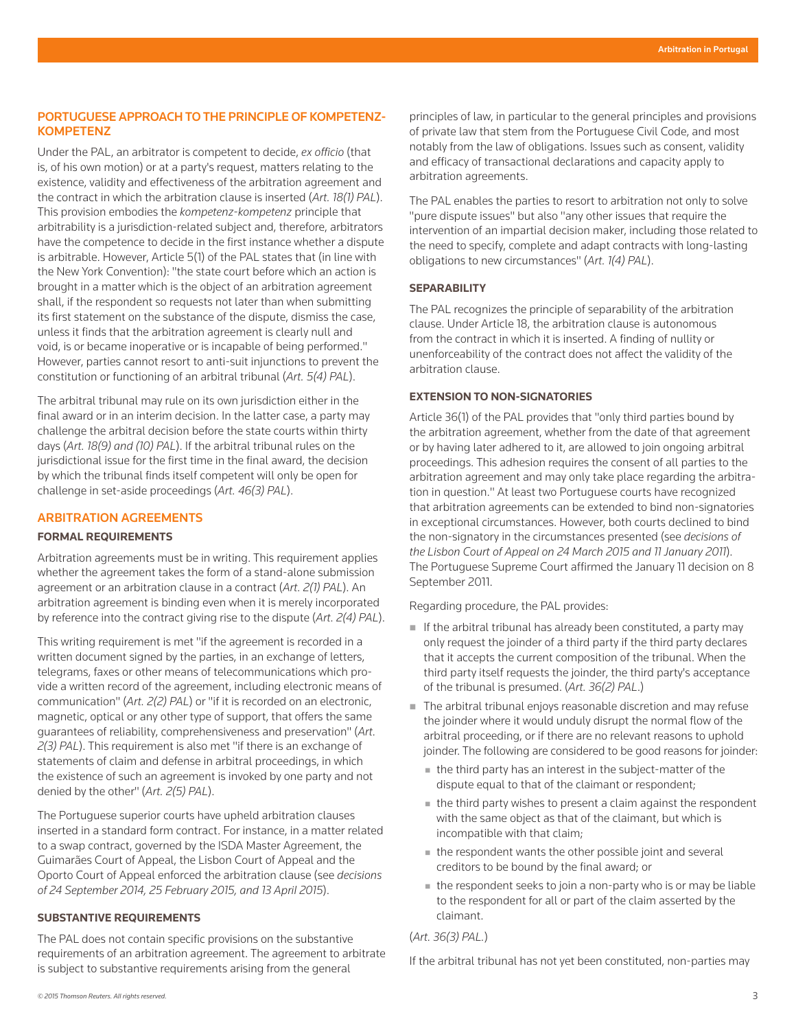## PORTUGUESE APPROACH TO THE PRINCIPLE OF KOMPETENZ-KOMPETENZ

Under the PAL, an arbitrator is competent to decide, *ex officio* (that is, of his own motion) or at a party's request, matters relating to the existence, validity and effectiveness of the arbitration agreement and the contract in which the arbitration clause is inserted (*Art. 18(1) PAL*). This provision embodies the *kompetenz-kompetenz* principle that arbitrability is a jurisdiction-related subject and, therefore, arbitrators have the competence to decide in the first instance whether a dispute is arbitrable. However, Article 5(1) of the PAL states that (in line with the New York Convention): "the state court before which an action is brought in a matter which is the object of an arbitration agreement shall, if the respondent so requests not later than when submitting its first statement on the substance of the dispute, dismiss the case, unless it finds that the arbitration agreement is clearly null and void, is or became inoperative or is incapable of being performed." However, parties cannot resort to anti-suit injunctions to prevent the constitution or functioning of an arbitral tribunal (*Art. 5(4) PAL*).

The arbitral tribunal may rule on its own jurisdiction either in the final award or in an interim decision. In the latter case, a party may challenge the arbitral decision before the state courts within thirty days (*Art. 18(9) and (10) PAL*). If the arbitral tribunal rules on the jurisdictional issue for the first time in the final award, the decision by which the tribunal finds itself competent will only be open for challenge in set-aside proceedings (*Art. 46(3) PAL*).

## ARBITRATION AGREEMENTS

### FORMAL REQUIREMENTS

Arbitration agreements must be in writing. This requirement applies whether the agreement takes the form of a stand-alone submission agreement or an arbitration clause in a contract (*Art. 2(1) PAL*). An arbitration agreement is binding even when it is merely incorporated by reference into the contract giving rise to the dispute (*Art. 2(4) PAL*).

This writing requirement is met "if the agreement is recorded in a written document signed by the parties, in an exchange of letters, telegrams, faxes or other means of telecommunications which provide a written record of the agreement, including electronic means of communication" (*Art. 2(2) PAL*) or "if it is recorded on an electronic, magnetic, optical or any other type of support, that offers the same guarantees of reliability, comprehensiveness and preservation" (*Art. 2(3) PAL*). This requirement is also met "if there is an exchange of statements of claim and defense in arbitral proceedings, in which the existence of such an agreement is invoked by one party and not denied by the other" (*Art. 2(5) PAL*).

The Portuguese superior courts have upheld arbitration clauses inserted in a standard form contract. For instance, in a matter related to a swap contract, governed by the ISDA Master Agreement, the Guimarães Court of Appeal, the Lisbon Court of Appeal and the Oporto Court of Appeal enforced the arbitration clause (see *decisions of 24 September 2014, 25 February 2015, and 13 April 2015*).

### SUBSTANTIVE REQUIREMENTS

The PAL does not contain specific provisions on the substantive requirements of an arbitration agreement. The agreement to arbitrate is subject to substantive requirements arising from the general principles of law, in particular to the general principles and provisions of private law that stem from the Portuguese Civil Code, and most notably from the law of obligations. Issues such as consent, validity and efficacy of transactional declarations and capacity apply to arbitration agreements.

The PAL enables the parties to resort to arbitration not only to solve "pure dispute issues" but also "any other issues that require the intervention of an impartial decision maker, including those related to the need to specify, complete and adapt contracts with long-lasting obligations to new circumstances" (*Art. 1(4) PAL*).

### SEPARABILITY

The PAL recognizes the principle of separability of the arbitration clause. Under Article 18, the arbitration clause is autonomous from the contract in which it is inserted. A finding of nullity or unenforceability of the contract does not affect the validity of the arbitration clause.

### EXTENSION TO NON-SIGNATORIES

Article 36(1) of the PAL provides that "only third parties bound by the arbitration agreement, whether from the date of that agreement or by having later adhered to it, are allowed to join ongoing arbitral proceedings. This adhesion requires the consent of all parties to the arbitration agreement and may only take place regarding the arbitration in question." At least two Portuguese courts have recognized that arbitration agreements can be extended to bind non-signatories in exceptional circumstances. However, both courts declined to bind the non-signatory in the circumstances presented (see *decisions of the Lisbon Court of Appeal on 24 March 2015 and 11 January 2011*). The Portuguese Supreme Court affirmed the January 11 decision on 8 September 2011.

Regarding procedure, the PAL provides:

- If the arbitral tribunal has already been constituted, a party may only request the joinder of a third party if the third party declares that it accepts the current composition of the tribunal. When the third party itself requests the joinder, the third party's acceptance of the tribunal is presumed. (*Art. 36(2) PAL.*)
- The arbitral tribunal enjoys reasonable discretion and may refuse the joinder where it would unduly disrupt the normal flow of the arbitral proceeding, or if there are no relevant reasons to uphold joinder. The following are considered to be good reasons for joinder:
  - the third party has an interest in the subject-matter of the dispute equal to that of the claimant or respondent;
  - the third party wishes to present a claim against the respondent with the same object as that of the claimant, but which is incompatible with that claim;
  - the respondent wants the other possible joint and several creditors to be bound by the final award; or
  - the respondent seeks to join a non-party who is or may be liable to the respondent for all or part of the claim asserted by the claimant.

(*Art. 36(3) PAL.*)

If the arbitral tribunal has not yet been constituted, non-parties may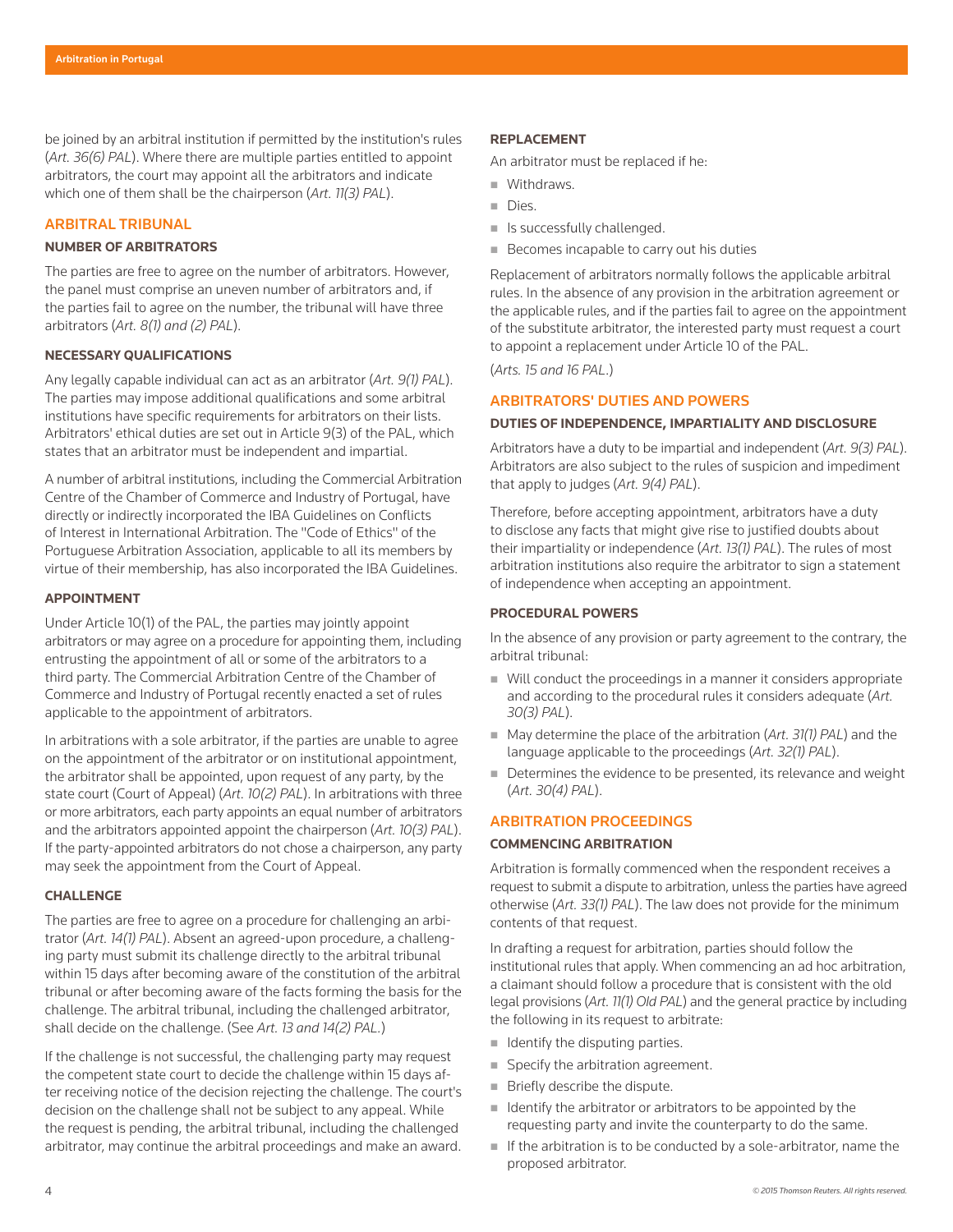be joined by an arbitral institution if permitted by the institution's rules (*Art. 36(6) PAL*). Where there are multiple parties entitled to appoint arbitrators, the court may appoint all the arbitrators and indicate which one of them shall be the chairperson (*Art. 11(3) PAL*).

## ARBITRAL TRIBUNAL

### NUMBER OF ARBITRATORS

The parties are free to agree on the number of arbitrators. However, the panel must comprise an uneven number of arbitrators and, if the parties fail to agree on the number, the tribunal will have three arbitrators (*Art. 8(1) and (2) PAL*).

### NECESSARY QUALIFICATIONS

Any legally capable individual can act as an arbitrator (*Art. 9(1) PAL*). The parties may impose additional qualifications and some arbitral institutions have specific requirements for arbitrators on their lists. Arbitrators' ethical duties are set out in Article 9(3) of the PAL, which states that an arbitrator must be independent and impartial.

A number of arbitral institutions, including the Commercial Arbitration Centre of the Chamber of Commerce and Industry of Portugal, have directly or indirectly incorporated the IBA Guidelines on Conflicts of Interest in International Arbitration. The "Code of Ethics" of the Portuguese Arbitration Association, applicable to all its members by virtue of their membership, has also incorporated the IBA Guidelines.

### APPOINTMENT

Under Article 10(1) of the PAL, the parties may jointly appoint arbitrators or may agree on a procedure for appointing them, including entrusting the appointment of all or some of the arbitrators to a third party. The Commercial Arbitration Centre of the Chamber of Commerce and Industry of Portugal recently enacted a set of rules applicable to the appointment of arbitrators.

In arbitrations with a sole arbitrator, if the parties are unable to agree on the appointment of the arbitrator or on institutional appointment, the arbitrator shall be appointed, upon request of any party, by the state court (Court of Appeal) (*Art. 10(2) PAL*). In arbitrations with three or more arbitrators, each party appoints an equal number of arbitrators and the arbitrators appointed appoint the chairperson (*Art. 10(3) PAL*). If the party-appointed arbitrators do not chose a chairperson, any party may seek the appointment from the Court of Appeal.

### CHALLENGE

The parties are free to agree on a procedure for challenging an arbitrator (*Art. 14(1) PAL*). Absent an agreed-upon procedure, a challenging party must submit its challenge directly to the arbitral tribunal within 15 days after becoming aware of the constitution of the arbitral tribunal or after becoming aware of the facts forming the basis for the challenge. The arbitral tribunal, including the challenged arbitrator, shall decide on the challenge. (See *Art. 13 and 14(2) PAL.*)

If the challenge is not successful, the challenging party may request the competent state court to decide the challenge within 15 days after receiving notice of the decision rejecting the challenge. The court's decision on the challenge shall not be subject to any appeal. While the request is pending, the arbitral tribunal, including the challenged arbitrator, may continue the arbitral proceedings and make an award.

### REPLACEMENT

An arbitrator must be replaced if he:

- Withdraws.
- Dies.
- Is successfully challenged.
- Becomes incapable to carry out his duties

Replacement of arbitrators normally follows the applicable arbitral rules. In the absence of any provision in the arbitration agreement or the applicable rules, and if the parties fail to agree on the appointment of the substitute arbitrator, the interested party must request a court to appoint a replacement under Article 10 of the PAL.

(*Arts. 15 and 16 PAL.*)

## ARBITRATORS' DUTIES AND POWERS

### DUTIES OF INDEPENDENCE, IMPARTIALITY AND DISCLOSURE

Arbitrators have a duty to be impartial and independent (*Art. 9(3) PAL*). Arbitrators are also subject to the rules of suspicion and impediment that apply to judges (*Art. 9(4) PAL*).

Therefore, before accepting appointment, arbitrators have a duty to disclose any facts that might give rise to justified doubts about their impartiality or independence (*Art. 13(1) PAL*). The rules of most arbitration institutions also require the arbitrator to sign a statement of independence when accepting an appointment.

### PROCEDURAL POWERS

In the absence of any provision or party agreement to the contrary, the arbitral tribunal:

- Will conduct the proceedings in a manner it considers appropriate and according to the procedural rules it considers adequate (*Art. 30(3) PAL*).
- May determine the place of the arbitration (*Art. 31(1) PAL*) and the language applicable to the proceedings (*Art. 32(1) PAL*).
- Determines the evidence to be presented, its relevance and weight (*Art. 30(4) PAL*).

## ARBITRATION PROCEEDINGS

### COMMENCING ARBITRATION

Arbitration is formally commenced when the respondent receives a request to submit a dispute to arbitration, unless the parties have agreed otherwise (*Art. 33(1) PAL*). The law does not provide for the minimum contents of that request.

In drafting a request for arbitration, parties should follow the institutional rules that apply. When commencing an ad hoc arbitration, a claimant should follow a procedure that is consistent with the old legal provisions (*Art. 11(1) Old PAL*) and the general practice by including the following in its request to arbitrate:

- Identify the disputing parties.
- Specify the arbitration agreement.
- Briefly describe the dispute.
- Identify the arbitrator or arbitrators to be appointed by the requesting party and invite the counterparty to do the same.
- If the arbitration is to be conducted by a sole-arbitrator, name the proposed arbitrator.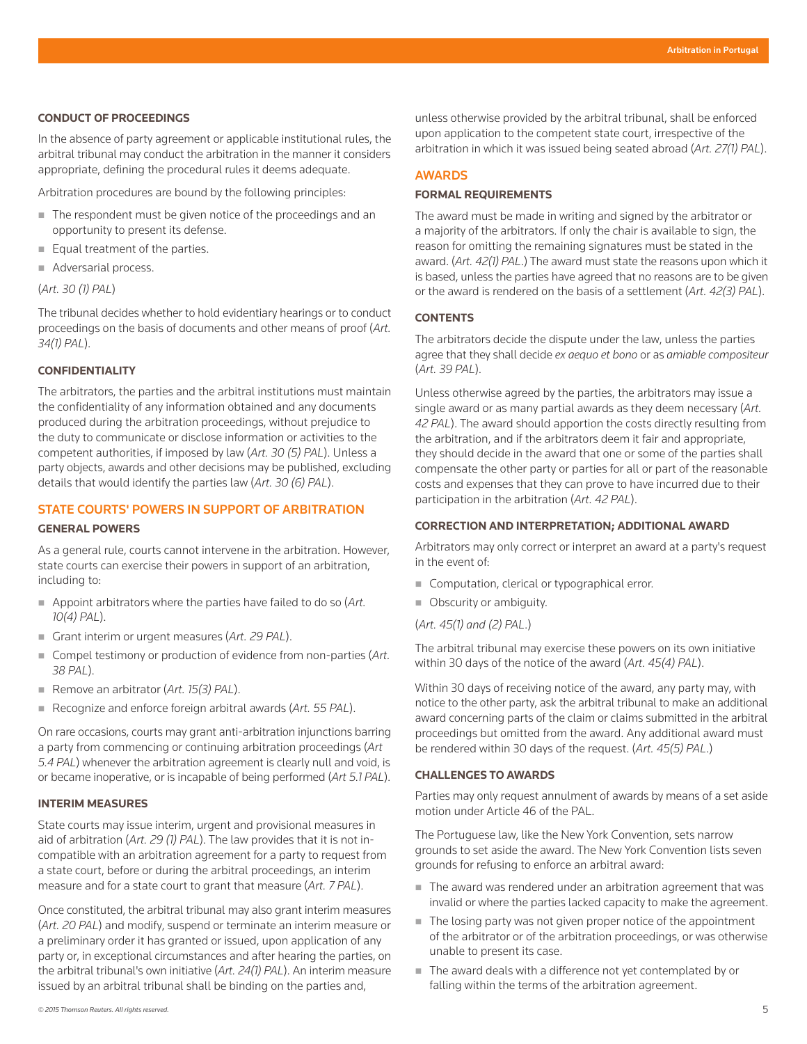### CONDUCT OF PROCEEDINGS

In the absence of party agreement or applicable institutional rules, the arbitral tribunal may conduct the arbitration in the manner it considers appropriate, defining the procedural rules it deems adequate.

Arbitration procedures are bound by the following principles:

- The respondent must be given notice of the proceedings and an opportunity to present its defense.
- Equal treatment of the parties.
- Adversarial process.

(*Art. 30 (1) PAL*)

The tribunal decides whether to hold evidentiary hearings or to conduct proceedings on the basis of documents and other means of proof (*Art. 34(1) PAL*).

### CONFIDENTIALITY

The arbitrators, the parties and the arbitral institutions must maintain the confidentiality of any information obtained and any documents produced during the arbitration proceedings, without prejudice to the duty to communicate or disclose information or activities to the competent authorities, if imposed by law (*Art. 30 (5) PAL*). Unless a party objects, awards and other decisions may be published, excluding details that would identify the parties law (*Art. 30 (6) PAL*).

## STATE COURTS' POWERS IN SUPPORT OF ARBITRATION

### GENERAL POWERS

As a general rule, courts cannot intervene in the arbitration. However, state courts can exercise their powers in support of an arbitration, including to:

- Appoint arbitrators where the parties have failed to do so (*Art. 10(4) PAL*).
- Grant interim or urgent measures (*Art. 29 PAL*).
- Compel testimony or production of evidence from non-parties (*Art. 38 PAL*).
- Remove an arbitrator (*Art. 15(3) PAL*).
- Recognize and enforce foreign arbitral awards (*Art. 55 PAL*).

On rare occasions, courts may grant anti-arbitration injunctions barring a party from commencing or continuing arbitration proceedings (*Art 5.4 PAL*) whenever the arbitration agreement is clearly null and void, is or became inoperative, or is incapable of being performed (*Art 5.1 PAL*).

### INTERIM MEASURES

State courts may issue interim, urgent and provisional measures in aid of arbitration (*Art. 29 (1) PAL*). The law provides that it is not in-compatible with an arbitration agreement for a party to request from a state court, before or during the arbitral proceedings, an interim measure and for a state court to grant that measure (*Art. 7 PAL*).

Once constituted, the arbitral tribunal may also grant interim measures (*Art. 20 PAL*) and modify, suspend or terminate an interim measure or a preliminary order it has granted or issued, upon application of any party or, in exceptional circumstances and after hearing the parties, on the arbitral tribunal's own initiative (*Art. 24(1) PAL*). An interim measure issued by an arbitral tribunal shall be binding on the parties and, unless otherwise provided by the arbitral tribunal, shall be enforced upon application to the competent state court, irrespective of the arbitration in which it was issued being seated abroad (*Art. 27(1) PAL*).

## AWARDS

### FORMAL REQUIREMENTS

The award must be made in writing and signed by the arbitrator or a majority of the arbitrators. If only the chair is available to sign, the reason for omitting the remaining signatures must be stated in the award. (*Art. 42(1) PAL*.) The award must state the reasons upon which it is based, unless the parties have agreed that no reasons are to be given or the award is rendered on the basis of a settlement (*Art. 42(3) PAL*).

### CONTENTS

The arbitrators decide the dispute under the law, unless the parties agree that they shall decide *ex aequo et bono* or as *amiable compositeur* (*Art. 39 PAL*).

Unless otherwise agreed by the parties, the arbitrators may issue a single award or as many partial awards as they deem necessary (*Art. 42 PAL*). The award should apportion the costs directly resulting from the arbitration, and if the arbitrators deem it fair and appropriate, they should decide in the award that one or some of the parties shall compensate the other party or parties for all or part of the reasonable costs and expenses that they can prove to have incurred due to their participation in the arbitration (*Art. 42 PAL*).

### CORRECTION AND INTERPRETATION; ADDITIONAL AWARD

Arbitrators may only correct or interpret an award at a party's request in the event of:

- Computation, clerical or typographical error.
- Obscurity or ambiguity.

(*Art. 45(1) and (2) PAL*.)

The arbitral tribunal may exercise these powers on its own initiative within 30 days of the notice of the award (*Art. 45(4) PAL*).

Within 30 days of receiving notice of the award, any party may, with notice to the other party, ask the arbitral tribunal to make an additional award concerning parts of the claim or claims submitted in the arbitral proceedings but omitted from the award. Any additional award must be rendered within 30 days of the request. (*Art. 45(5) PAL*.)

### CHALLENGES TO AWARDS

Parties may only request annulment of awards by means of a set aside motion under Article 46 of the PAL.

The Portuguese law, like the New York Convention, sets narrow grounds to set aside the award. The New York Convention lists seven grounds for refusing to enforce an arbitral award:

- The award was rendered under an arbitration agreement that was invalid or where the parties lacked capacity to make the agreement.
- The losing party was not given proper notice of the appointment of the arbitrator or of the arbitration proceedings, or was otherwise unable to present its case.
- The award deals with a difference not yet contemplated by or falling within the terms of the arbitration agreement.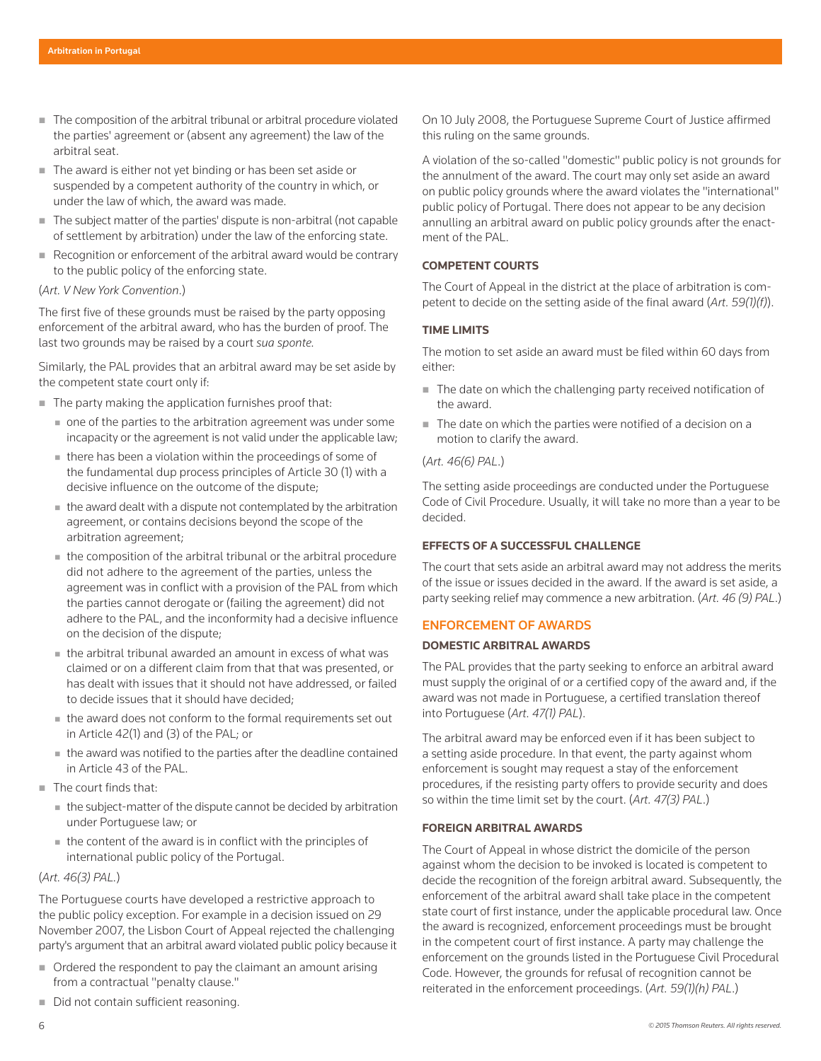- The composition of the arbitral tribunal or arbitral procedure violated the parties' agreement or (absent any agreement) the law of the arbitral seat.
- The award is either not yet binding or has been set aside or suspended by a competent authority of the country in which, or under the law of which, the award was made.
- The subject matter of the parties' dispute is non-arbitral (not capable of settlement by arbitration) under the law of the enforcing state.
- Recognition or enforcement of the arbitral award would be contrary to the public policy of the enforcing state.

(*Art. V New York Convention*.)

The first five of these grounds must be raised by the party opposing enforcement of the arbitral award, who has the burden of proof. The last two grounds may be raised by a court *sua sponte*.

Similarly, the PAL provides that an arbitral award may be set aside by the competent state court only if:

- The party making the application furnishes proof that:
  - one of the parties to the arbitration agreement was under some incapacity or the agreement is not valid under the applicable law;
  - there has been a violation within the proceedings of some of the fundamental dup process principles of Article 30 (1) with a decisive influence on the outcome of the dispute;
  - the award dealt with a dispute not contemplated by the arbitration agreement, or contains decisions beyond the scope of the arbitration agreement;
  - the composition of the arbitral tribunal or the arbitral procedure did not adhere to the agreement of the parties, unless the agreement was in conflict with a provision of the PAL from which the parties cannot derogate or (failing the agreement) did not adhere to the PAL, and the inconformity had a decisive influence on the decision of the dispute;
  - the arbitral tribunal awarded an amount in excess of what was claimed or on a different claim from that that was presented, or has dealt with issues that it should not have addressed, or failed to decide issues that it should have decided;
  - the award does not conform to the formal requirements set out in Article 42(1) and (3) of the PAL; or
  - the award was notified to the parties after the deadline contained in Article 43 of the PAL.
- The court finds that:
  - the subject-matter of the dispute cannot be decided by arbitration under Portuguese law; or
  - the content of the award is in conflict with the principles of international public policy of the Portugal.

(*Art. 46(3) PAL*.)

The Portuguese courts have developed a restrictive approach to the public policy exception. For example in a decision issued on 29 November 2007, the Lisbon Court of Appeal rejected the challenging party's argument that an arbitral award violated public policy because it

- Ordered the respondent to pay the claimant an amount arising from a contractual "penalty clause."
- Did not contain sufficient reasoning.

On 10 July 2008, the Portuguese Supreme Court of Justice affirmed this ruling on the same grounds.

A violation of the so-called "domestic" public policy is not grounds for the annulment of the award. The court may only set aside an award on public policy grounds where the award violates the "international" public policy of Portugal. There does not appear to be any decision annulling an arbitral award on public policy grounds after the enactment of the PAL.

### COMPETENT COURTS

The Court of Appeal in the district at the place of arbitration is competent to decide on the setting aside of the final award (*Art. 59(1)(f)*).

### TIME LIMITS

The motion to set aside an award must be filed within 60 days from either:

- The date on which the challenging party received notification of the award.
- The date on which the parties were notified of a decision on a motion to clarify the award.

(*Art. 46(6) PAL*.)

The setting aside proceedings are conducted under the Portuguese Code of Civil Procedure. Usually, it will take no more than a year to be decided.

### EFFECTS OF A SUCCESSFUL CHALLENGE

The court that sets aside an arbitral award may not address the merits of the issue or issues decided in the award. If the award is set aside, a party seeking relief may commence a new arbitration. (*Art. 46 (9) PAL*.)

## ENFORCEMENT OF AWARDS

### DOMESTIC ARBITRAL AWARDS

The PAL provides that the party seeking to enforce an arbitral award must supply the original of or a certified copy of the award and, if the award was not made in Portuguese, a certified translation thereof into Portuguese (*Art. 47(1) PAL*).

The arbitral award may be enforced even if it has been subject to a setting aside procedure. In that event, the party against whom enforcement is sought may request a stay of the enforcement procedures, if the resisting party offers to provide security and does so within the time limit set by the court. (*Art. 47(3) PAL*.)

### FOREIGN ARBITRAL AWARDS

The Court of Appeal in whose district the domicile of the person against whom the decision to be invoked is located is competent to decide the recognition of the foreign arbitral award. Subsequently, the enforcement of the arbitral award shall take place in the competent state court of first instance, under the applicable procedural law. Once the award is recognized, enforcement proceedings must be brought in the competent court of first instance. A party may challenge the enforcement on the grounds listed in the Portuguese Civil Procedural Code. However, the grounds for refusal of recognition cannot be reiterated in the enforcement proceedings. (*Art. 59(1)(h) PAL*.)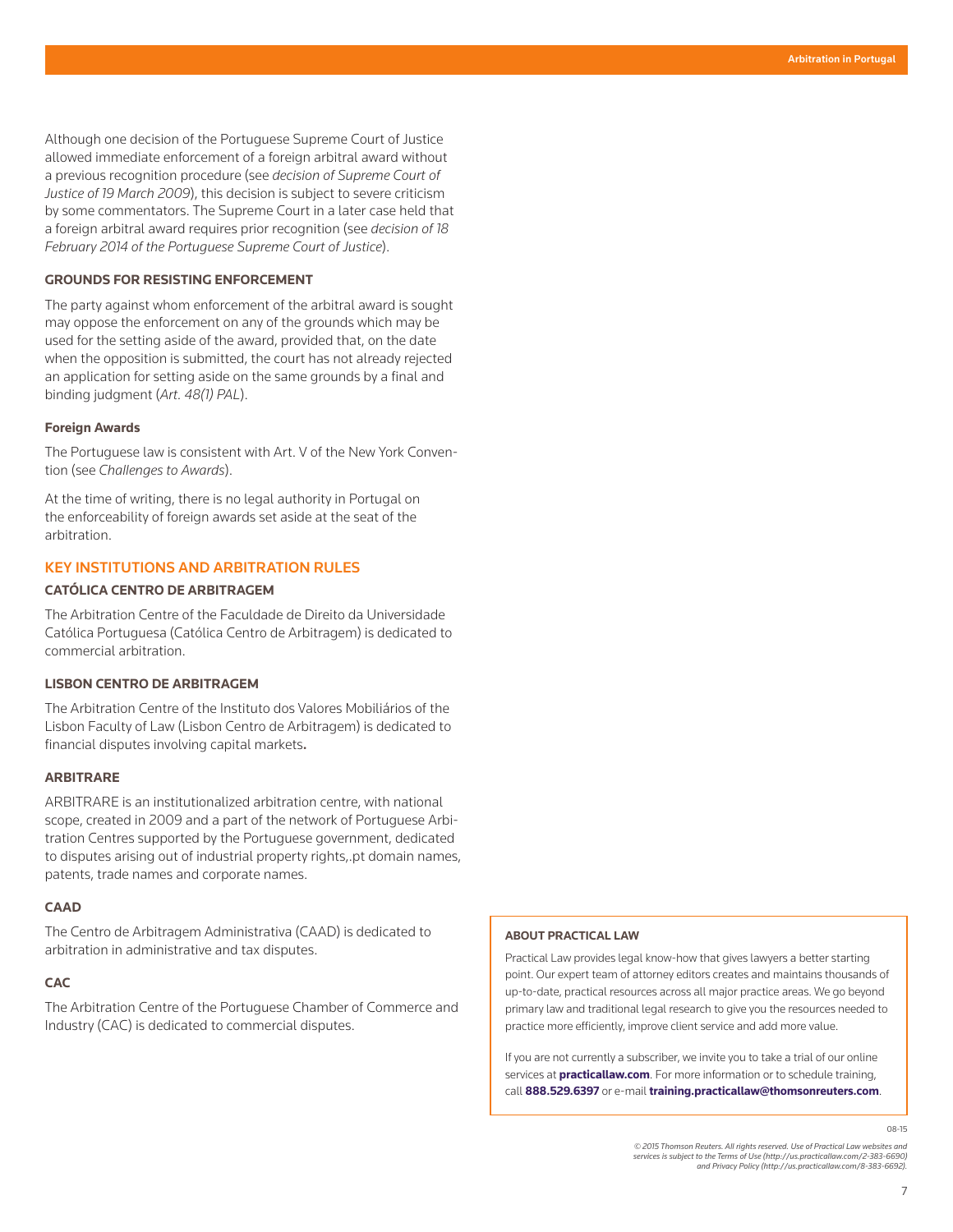Although one decision of the Portuguese Supreme Court of Justice allowed immediate enforcement of a foreign arbitral award without a previous recognition procedure (see *decision of Supreme Court of Justice of 19 March 2009*), this decision is subject to severe criticism by some commentators. The Supreme Court in a later case held that a foreign arbitral award requires prior recognition (see *decision of 18 February 2014 of the Portuguese Supreme Court of Justice*).

### GROUNDS FOR RESISTING ENFORCEMENT

The party against whom enforcement of the arbitral award is sought may oppose the enforcement on any of the grounds which may be used for the setting aside of the award, provided that, on the date when the opposition is submitted, the court has not already rejected an application for setting aside on the same grounds by a final and binding judgment (*Art. 48(1) PAL*).

#### Foreign Awards

The Portuguese law is consistent with Art. V of the New York Convention (see *Challenges to Awards*).

At the time of writing, there is no legal authority in Portugal on the enforceability of foreign awards set aside at the seat of the arbitration.

## KEY INSTITUTIONS AND ARBITRATION RULES

### CATÓLICA CENTRO DE ARBITRAGEM

The Arbitration Centre of the Faculdade de Direito da Universidade Católica Portuguesa (Católica Centro de Arbitragem) is dedicated to commercial arbitration.

### LISBON CENTRO DE ARBITRAGEM

The Arbitration Centre of the Instituto dos Valores Mobiliários of the Lisbon Faculty of Law (Lisbon Centro de Arbitragem) is dedicated to financial disputes involving capital markets.

### ARBITRARE

ARBITRARE is an institutionalized arbitration centre, with national scope, created in 2009 and a part of the network of Portuguese Arbitration Centres supported by the Portuguese government, dedicated to disputes arising out of industrial property rights,.pt domain names, patents, trade names and corporate names.

### CAAD

The Centro de Arbitragem Administrativa (CAAD) is dedicated to arbitration in administrative and tax disputes.

### CAC

The Arbitration Centre of the Portuguese Chamber of Commerce and Industry (CAC) is dedicated to commercial disputes.

**ABOUT PRACTICAL LAW**

Practical Law provides legal know-how that gives lawyers a better starting point. Our expert team of attorney editors creates and maintains thousands of up-to-date, practical resources across all major practice areas. We go beyond primary law and traditional legal research to give you the resources needed to practice more efficiently, improve client service and add more value.

If you are not currently a subscriber, we invite you to take a trial of our online services at **practicallaw.com**. For more information or to schedule training, call **888.529.6397** or e-mail **training.practicallaw@thomsonreuters.com**.

08-15

*© 2015 Thomson Reuters. All rights reserved. Use of Practical Law websites and services is subject to the Terms of Use (http://us.practicallaw.com/2-383-6690) and Privacy Policy (http://us.practicallaw.com/8-383-6692).*